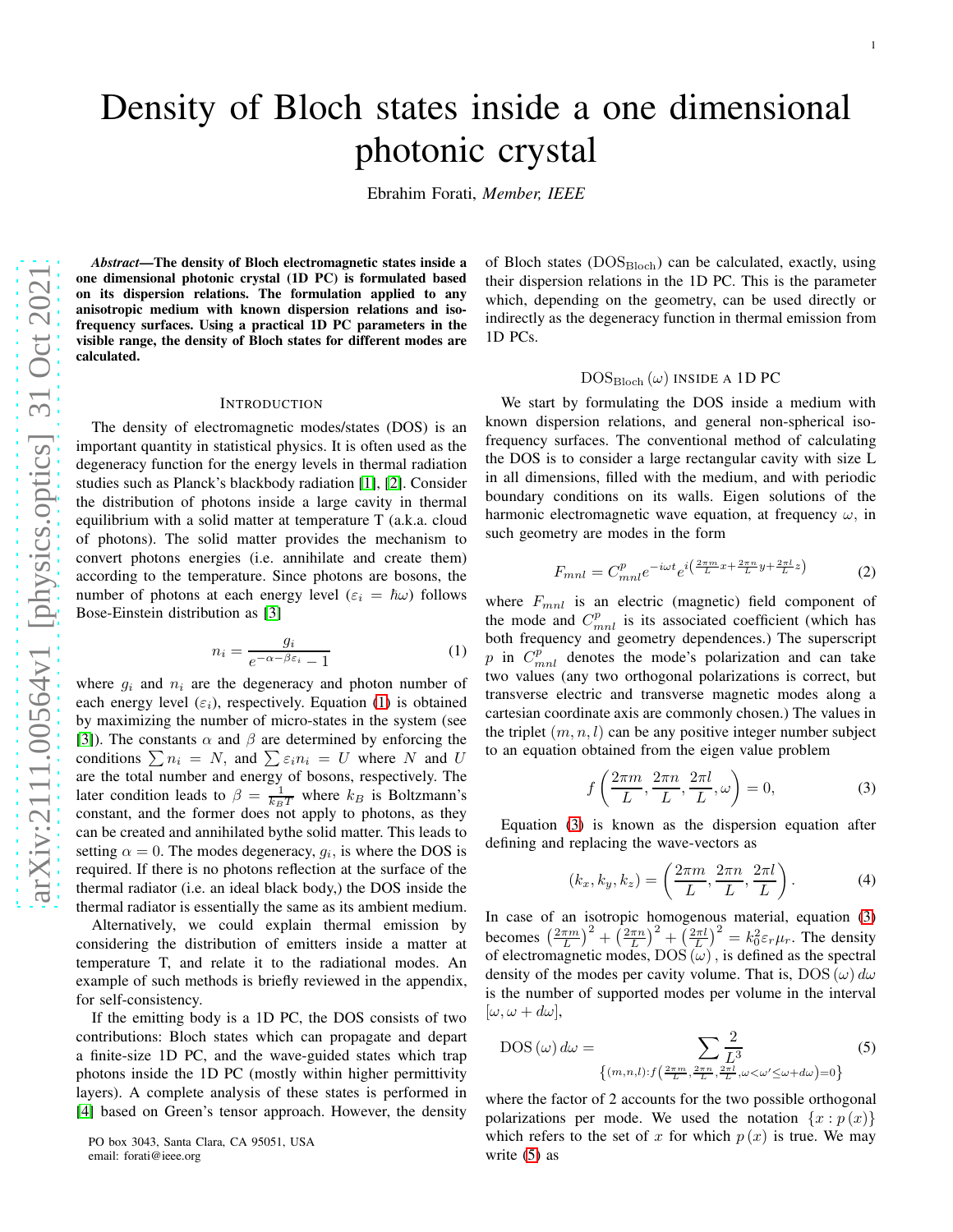# Density of Bloch states inside a one dimensional photonic crystal

Ebrahim Forati, *Member, IEEE*

***Abstract*—The density of Bloch electromagnetic states inside a one dimensional photonic crystal (1D PC) is formulated based on its dispersion relations. The formulation applied to any anisotropic medium with known dispersion relations and isofrequency surfaces. Using a practical 1D PC parameters in the visible range, the density of Bloch states for different modes are calculated.**

## INTRODUCTION

The density of electromagnetic modes/states (DOS) is an important quantity in statistical physics. It is often used as the degeneracy function for the energy levels in thermal radiation studies such as Planck's blackbody radiation [1], [2]. Consider the distribution of photons inside a large cavity in thermal equilibrium with a solid matter at temperature T (a.k.a. cloud of photons). The solid matter provides the mechanism to convert photons energies (i.e. annihilate and create them) according to the temperature. Since photons are bosons, the number of photons at each energy level ($\varepsilon_i = \hbar\omega$) follows Bose-Einstein distribution as [3]

$$n_i = \frac{g_i}{e^{-\alpha-\beta\varepsilon_i} - 1} \tag{1}$$

where $g_i$ and $n_i$ are the degeneracy and photon number of each energy level ($\varepsilon_i$), respectively. Equation (1) is obtained by maximizing the number of micro-states in the system (see [3]). The constants $\alpha$ and $\beta$ are determined by enforcing the conditions $\sum n_i = N$, and $\sum \varepsilon_i n_i = U$ where $N$ and $U$ are the total number and energy of bosons, respectively. The later condition leads to $\beta = \frac{1}{k_B T}$ where $k_B$ is Boltzmann's constant, and the former does not apply to photons, as they can be created and annihilated bythe solid matter. This leads to setting $\alpha = 0$. The modes degeneracy, $g_i$, is where the DOS is required. If there is no photons reflection at the surface of the thermal radiator (i.e. an ideal black body,) the DOS inside the thermal radiator is essentially the same as its ambient medium.

Alternatively, we could explain thermal emission by considering the distribution of emitters inside a matter at temperature T, and relate it to the radiational modes. An example of such methods is briefly reviewed in the appendix, for self-consistency.

If the emitting body is a 1D PC, the DOS consists of two contributions: Bloch states which can propagate and depart a finite-size 1D PC, and the wave-guided states which trap photons inside the 1D PC (mostly within higher permittivity layers). A complete analysis of these states is performed in [4] based on Green's tensor approach. However, the density of Bloch states ($\mathrm{DOS_{Bloch}}$) can be calculated, exactly, using their dispersion relations in the 1D PC. This is the parameter which, depending on the geometry, can be used directly or indirectly as the degeneracy function in thermal emission from 1D PCs.

## $\mathrm{DOS_{Bloch}}(\omega)$ INSIDE A 1D PC

We start by formulating the DOS inside a medium with known dispersion relations, and general non-spherical isofrequency surfaces. The conventional method of calculating the DOS is to consider a large rectangular cavity with size L in all dimensions, filled with the medium, and with periodic boundary conditions on its walls. Eigen solutions of the harmonic electromagnetic wave equation, at frequency $\omega$, in such geometry are modes in the form

$$F_{mnl} = C^{p}_{mnl} e^{-i\omega t} e^{i\left(\frac{2\pi m}{L}x + \frac{2\pi n}{L}y + \frac{2\pi l}{L}z\right)} \tag{2}$$

where $F_{mnl}$ is an electric (magnetic) field component of the mode and $C^{p}_{mnl}$ is its associated coefficient (which has both frequency and geometry dependences.) The superscript $p$ in $C^{p}_{mnl}$ denotes the mode's polarization and can take two values (any two orthogonal polarizations is correct, but transverse electric and transverse magnetic modes along a cartesian coordinate axis are commonly chosen.) The values in the triplet $(m, n, l)$ can be any positive integer number subject to an equation obtained from the eigen value problem

$$f\left(\frac{2\pi m}{L}, \frac{2\pi n}{L}, \frac{2\pi l}{L}, \omega\right) = 0, \tag{3}$$

Equation (3) is known as the dispersion equation after defining and replacing the wave-vectors as

$$(k_x, k_y, k_z) = \left(\frac{2\pi m}{L}, \frac{2\pi n}{L}, \frac{2\pi l}{L}\right). \tag{4}$$

In case of an isotropic homogenous material, equation (3) becomes $\left(\frac{2\pi m}{L}\right)^2 + \left(\frac{2\pi n}{L}\right)^2 + \left(\frac{2\pi l}{L}\right)^2 = k_0^2 \varepsilon_r \mu_r$. The density of electromagnetic modes, $\mathrm{DOS}(\omega)$, is defined as the spectral density of the modes per cavity volume. That is, $\mathrm{DOS}(\omega)\, d\omega$ is the number of supported modes per volume in the interval $[\omega, \omega + d\omega]$,

$$\mathrm{DOS}(\omega)\, d\omega = \sum_{\left\{(m,n,l): f\left(\frac{2\pi m}{L}, \frac{2\pi n}{L}, \frac{2\pi l}{L}, \omega < \omega' \leq \omega + d\omega\right) = 0\right\}} \frac{2}{L^3} \tag{5}$$

where the factor of 2 accounts for the two possible orthogonal polarizations per mode. We used the notation $\{x : p(x)\}$ which refers to the set of $x$ for which $p(x)$ is true. We may write (5) as

PO box 3043, Santa Clara, CA 95051, USA
email: forati@ieee.org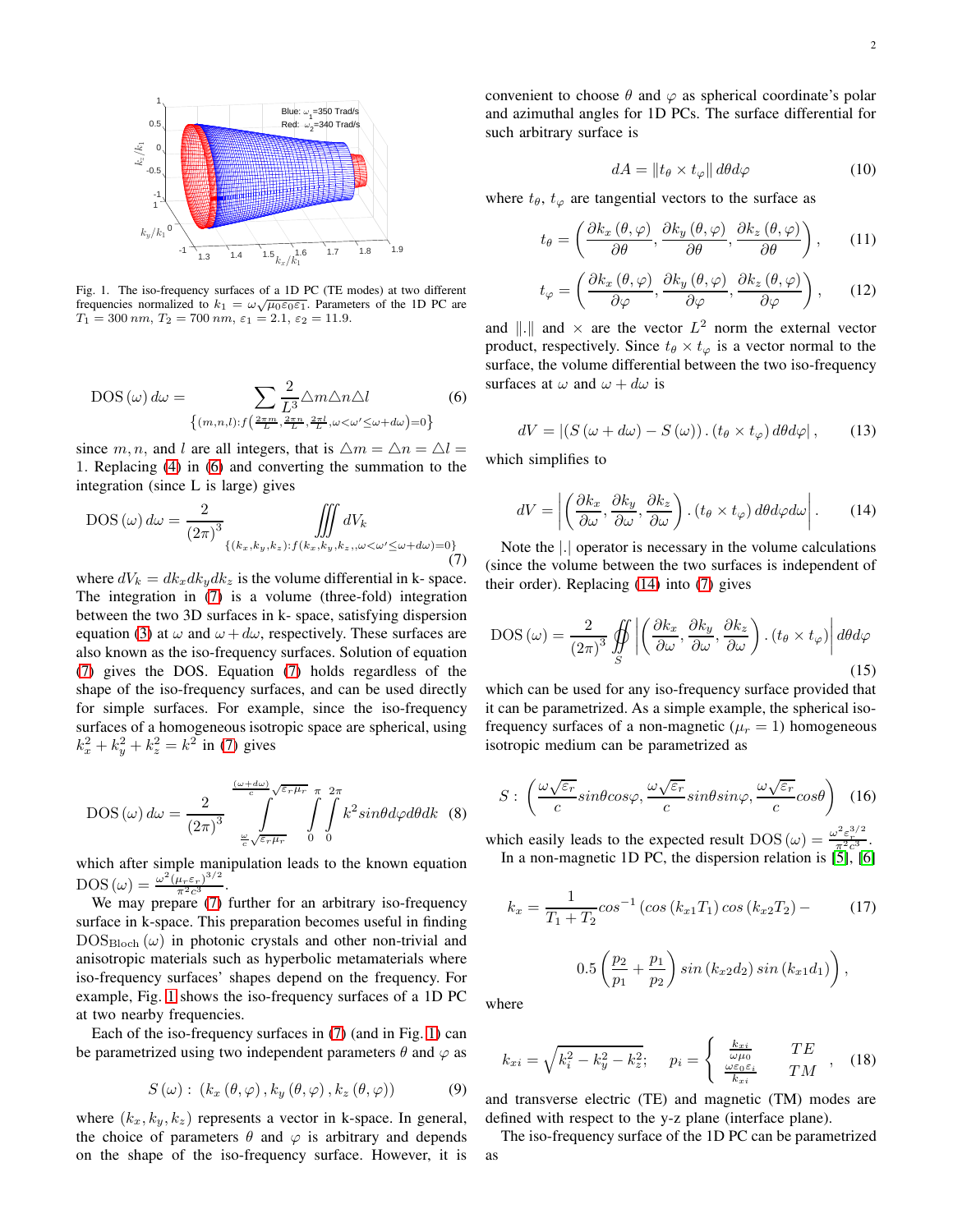Fig. 1. The iso-frequency surfaces of a 1D PC (TE modes) at two different frequencies normalized to $k_1 = \omega\sqrt{\mu_0\varepsilon_0\varepsilon_1}$. Parameters of the 1D PC are $T_1 = 300\,nm$, $T_2 = 700\,nm$, $\varepsilon_1 = 2.1$, $\varepsilon_2 = 11.9$.

$$\mathrm{DOS}(\omega)\,d\omega = \sum_{\left\{(m,n,l):f\left(\frac{2\pi m}{L},\frac{2\pi n}{L},\frac{2\pi l}{L},\omega<\omega'\leq\omega+d\omega\right)=0\right\}} \frac{2}{L^3}\triangle m\triangle n\triangle l \tag{6}$$

since $m, n$, and $l$ are all integers, that is $\triangle m = \triangle n = \triangle l = 1$. Replacing (4) in (6) and converting the summation to the integration (since L is large) gives

$$\mathrm{DOS}(\omega)\,d\omega = \frac{2}{(2\pi)^3}\iiint_{\{(k_x,k_y,k_z):f(k_x,k_y,k_z,,\omega<\omega'\leq\omega+d\omega)=0\}} dV_k \tag{7}$$

where $dV_k = dk_x dk_y dk_z$ is the volume differential in k- space. The integration in (7) is a volume (three-fold) integration between the two 3D surfaces in k- space, satisfying dispersion equation (3) at $\omega$ and $\omega + d\omega$, respectively. These surfaces are also known as the iso-frequency surfaces. Solution of equation (7) gives the DOS. Equation (7) holds regardless of the shape of the iso-frequency surfaces, and can be used directly for simple surfaces. For example, since the iso-frequency surfaces of a homogeneous isotropic space are spherical, using $k_x^2 + k_y^2 + k_z^2 = k^2$ in (7) gives

$$\mathrm{DOS}(\omega)\,d\omega = \frac{2}{(2\pi)^3}\int_{\frac{\omega}{c}\sqrt{\varepsilon_r\mu_r}}^{\frac{(\omega+d\omega)}{c}\sqrt{\varepsilon_r\mu_r}}\int_0^{\pi}\int_0^{2\pi} k^2 sin\theta d\varphi d\theta dk \tag{8}$$

which after simple manipulation leads to the known equation $\mathrm{DOS}(\omega) = \frac{\omega^2(\mu_r\varepsilon_r)^{3/2}}{\pi^2c^3}$.

We may prepare (7) further for an arbitrary iso-frequency surface in k-space. This preparation becomes useful in finding $\mathrm{DOS_{Bloch}}(\omega)$ in photonic crystals and other non-trivial and anisotropic materials such as hyperbolic metamaterials where iso-frequency surfaces' shapes depend on the frequency. For example, Fig. 1 shows the iso-frequency surfaces of a 1D PC at two nearby frequencies.

Each of the iso-frequency surfaces in (7) (and in Fig. 1) can be parametrized using two independent parameters $\theta$ and $\varphi$ as

$$S(\omega): \;(k_x(\theta,\varphi), k_y(\theta,\varphi), k_z(\theta,\varphi)) \tag{9}$$

where $(k_x, k_y, k_z)$ represents a vector in k-space. In general, the choice of parameters $\theta$ and $\varphi$ is arbitrary and depends on the shape of the iso-frequency surface. However, it is convenient to choose $\theta$ and $\varphi$ as spherical coordinate's polar and azimuthal angles for 1D PCs. The surface differential for such arbitrary surface is

$$dA = \|t_\theta \times t_\varphi\|\,d\theta d\varphi \tag{10}$$

where $t_\theta$, $t_\varphi$ are tangential vectors to the surface as

$$t_\theta = \left(\frac{\partial k_x(\theta,\varphi)}{\partial\theta}, \frac{\partial k_y(\theta,\varphi)}{\partial\theta}, \frac{\partial k_z(\theta,\varphi)}{\partial\theta}\right), \tag{11}$$

$$t_\varphi = \left(\frac{\partial k_x(\theta,\varphi)}{\partial\varphi}, \frac{\partial k_y(\theta,\varphi)}{\partial\varphi}, \frac{\partial k_z(\theta,\varphi)}{\partial\varphi}\right), \tag{12}$$

and $\|.\|$ and $\times$ are the vector $L^2$ norm the external vector product, respectively. Since $t_\theta \times t_\varphi$ is a vector normal to the surface, the volume differential between the two iso-frequency surfaces at $\omega$ and $\omega + d\omega$ is

$$dV = \left|(S(\omega + d\omega) - S(\omega)).(t_\theta \times t_\varphi)\,d\theta d\varphi\right|, \tag{13}$$

which simplifies to

$$dV = \left|\left(\frac{\partial k_x}{\partial\omega}, \frac{\partial k_y}{\partial\omega}, \frac{\partial k_z}{\partial\omega}\right).(t_\theta \times t_\varphi)\,d\theta d\varphi d\omega\right|. \tag{14}$$

Note the $|.|$ operator is necessary in the volume calculations (since the volume between the two surfaces is independent of their order). Replacing (14) into (7) gives

$$\mathrm{DOS}(\omega) = \frac{2}{(2\pi)^3}\oiint_S \left|\left(\frac{\partial k_x}{\partial\omega}, \frac{\partial k_y}{\partial\omega}, \frac{\partial k_z}{\partial\omega}\right).(t_\theta \times t_\varphi)\right| d\theta d\varphi \tag{15}$$

which can be used for any iso-frequency surface provided that it can be parametrized. As a simple example, the spherical iso-frequency surfaces of a non-magnetic ($\mu_r = 1$) homogeneous isotropic medium can be parametrized as

$$S: \left(\frac{\omega\sqrt{\varepsilon_r}}{c}sin\theta cos\varphi, \frac{\omega\sqrt{\varepsilon_r}}{c}sin\theta sin\varphi, \frac{\omega\sqrt{\varepsilon_r}}{c}cos\theta\right) \tag{16}$$

which easily leads to the expected result $\mathrm{DOS}(\omega) = \frac{\omega^2\varepsilon_r^{3/2}}{\pi^2c^3}$.

In a non-magnetic 1D PC, the dispersion relation is [5], [6]

$$k_x = \frac{1}{T_1 + T_2}cos^{-1}\left(cos(k_{x1}T_1)\,cos(k_{x2}T_2) - 0.5\left(\frac{p_2}{p_1} + \frac{p_1}{p_2}\right)sin(k_{x2}d_2)\,sin(k_{x1}d_1)\right), \tag{17}$$

where

$$k_{xi} = \sqrt{k_i^2 - k_y^2 - k_z^2}; \quad p_i = \begin{cases} \frac{k_{xi}}{\omega\mu_0} & TE \\ \frac{\omega\varepsilon_0\varepsilon_i}{k_{xi}} & TM \end{cases}, \tag{18}$$

and transverse electric (TE) and magnetic (TM) modes are defined with respect to the y-z plane (interface plane).

The iso-frequency surface of the 1D PC can be parametrized as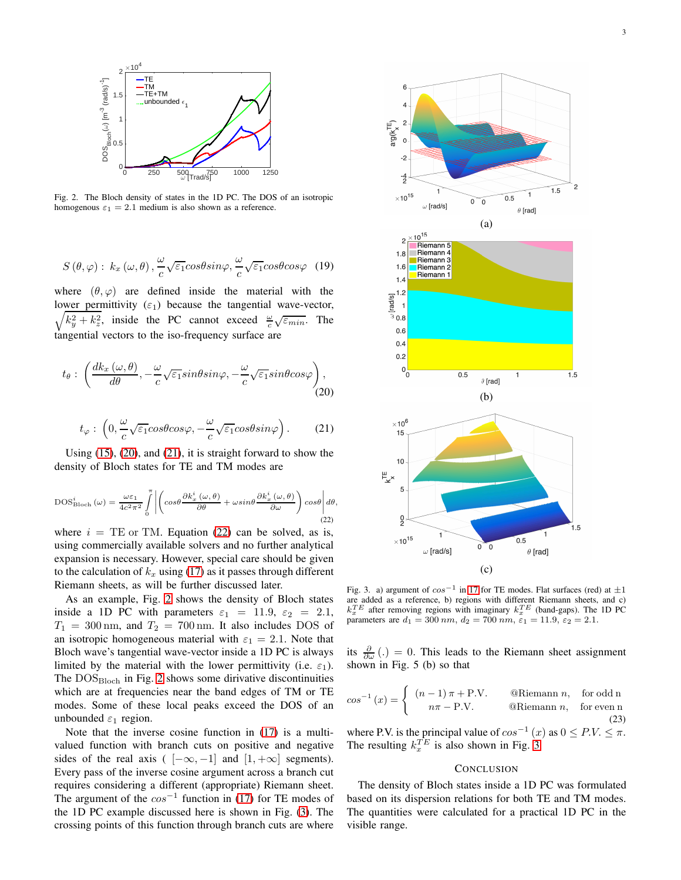Fig. 2. The Bloch density of states in the 1D PC. The DOS of an isotropic homogenous $\varepsilon_1 = 2.1$ medium is also shown as a reference.

$$S(\theta, \varphi): \; k_x(\omega, \theta), \frac{\omega}{c}\sqrt{\varepsilon_1} cos\theta sin\varphi, \frac{\omega}{c}\sqrt{\varepsilon_1} cos\theta cos\varphi \quad (19)$$

where $(\theta, \varphi)$ are defined inside the material with the lower permittivity ($\varepsilon_1$) because the tangential wave-vector, $\sqrt{k_y^2 + k_z^2}$, inside the PC cannot exceed $\frac{\omega}{c}\sqrt{\varepsilon_{min}}$. The tangential vectors to the iso-frequency surface are

$$t_\theta: \; \left(\frac{dk_x(\omega, \theta)}{d\theta}, -\frac{\omega}{c}\sqrt{\varepsilon_1} sin\theta sin\varphi, -\frac{\omega}{c}\sqrt{\varepsilon_1} sin\theta cos\varphi\right), \quad (20)$$

$$t_\varphi: \; \left(0, \frac{\omega}{c}\sqrt{\varepsilon_1} cos\theta cos\varphi, -\frac{\omega}{c}\sqrt{\varepsilon_1} cos\theta sin\varphi\right). \quad (21)$$

Using (15), (20), and (21), it is straight forward to show the density of Bloch states for TE and TM modes are

$$\text{DOS}^i_{\text{Bloch}}(\omega) = \frac{\omega \varepsilon_1}{4c^2\pi^2} \int_0^\pi \left| \left( cos\theta \frac{\partial k_x^i(\omega, \theta)}{\partial \theta} + \omega sin\theta \frac{\partial k_x^i(\omega, \theta)}{\partial \omega} \right) cos\theta \right| d\theta, \quad (22)$$

where $i$ = TE or TM. Equation (22) can be solved, as is, using commercially available solvers and no further analytical expansion is necessary. However, special care should be given to the calculation of $k_x$ using (17) as it passes through different Riemann sheets, as will be further discussed later.

As an example, Fig. 2 shows the density of Bloch states inside a 1D PC with parameters $\varepsilon_1 = 2.1$, $\varepsilon_2 = 11.9$, $T_1 = 300\,$nm, and $T_2 = 700\,$nm. It also includes DOS of an isotropic homogeneous material with $\varepsilon_1 = 2.1$. Note that Bloch wave's tangential wave-vector inside a 1D PC is always limited by the material with the lower permittivity (i.e. $\varepsilon_1$). The $\text{DOS}_{\text{Bloch}}$ in Fig. 2 shows some dirivative discontinuities which are at frequencies near the band edges of TM or TE modes. Some of these local peaks exceed the DOS of an unbounded $\varepsilon_1$ region.

Note that the inverse cosine function in (17) is a multi-valued function with branch cuts on positive and negative sides of the real axis ( $[-\infty, -1]$ and $[1, +\infty]$ segments). Every pass of the inverse cosine argument across a branch cut requires considering a different (appropriate) Riemann sheet. The argument of the $cos^{-1}$ function in (17) for TE modes of the 1D PC example discussed here is shown in Fig. (3). The crossing points of this function through branch cuts are where its $\frac{\partial}{\partial \omega}(.) = 0$. This leads to the Riemann sheet assignment shown in Fig. 5 (b) so that

$$cos^{-1}(x) = \begin{cases} (n-1)\pi + \text{P.V.} & @\text{Riemann } n, \quad \text{for odd n} \\ n\pi - \text{P.V.} & @\text{Riemann } n, \quad \text{for even n} \end{cases} \quad (23)$$

where P.V. is the principal value of $cos^{-1}(x)$ as $0 \le P.V. \le \pi$. The resulting $k_x^{TE}$ is also shown in Fig. 3.

Fig. 3. a) argument of $cos^{-1}$ in 17 for TE modes. Flat surfaces (red) at $\pm 1$ are added as a reference, b) regions with different Riemann sheets, and c) $k_x^{TE}$ after removing regions with imaginary $k_x^{TE}$ (band-gaps). The 1D PC parameters are $d_1 = 300\ nm$, $d_2 = 700\ nm$, $\varepsilon_1 = 11.9$, $\varepsilon_2 = 2.1$.

## Conclusion

The density of Bloch states inside a 1D PC was formulated based on its dispersion relations for both TE and TM modes. The quantities were calculated for a practical 1D PC in the visible range.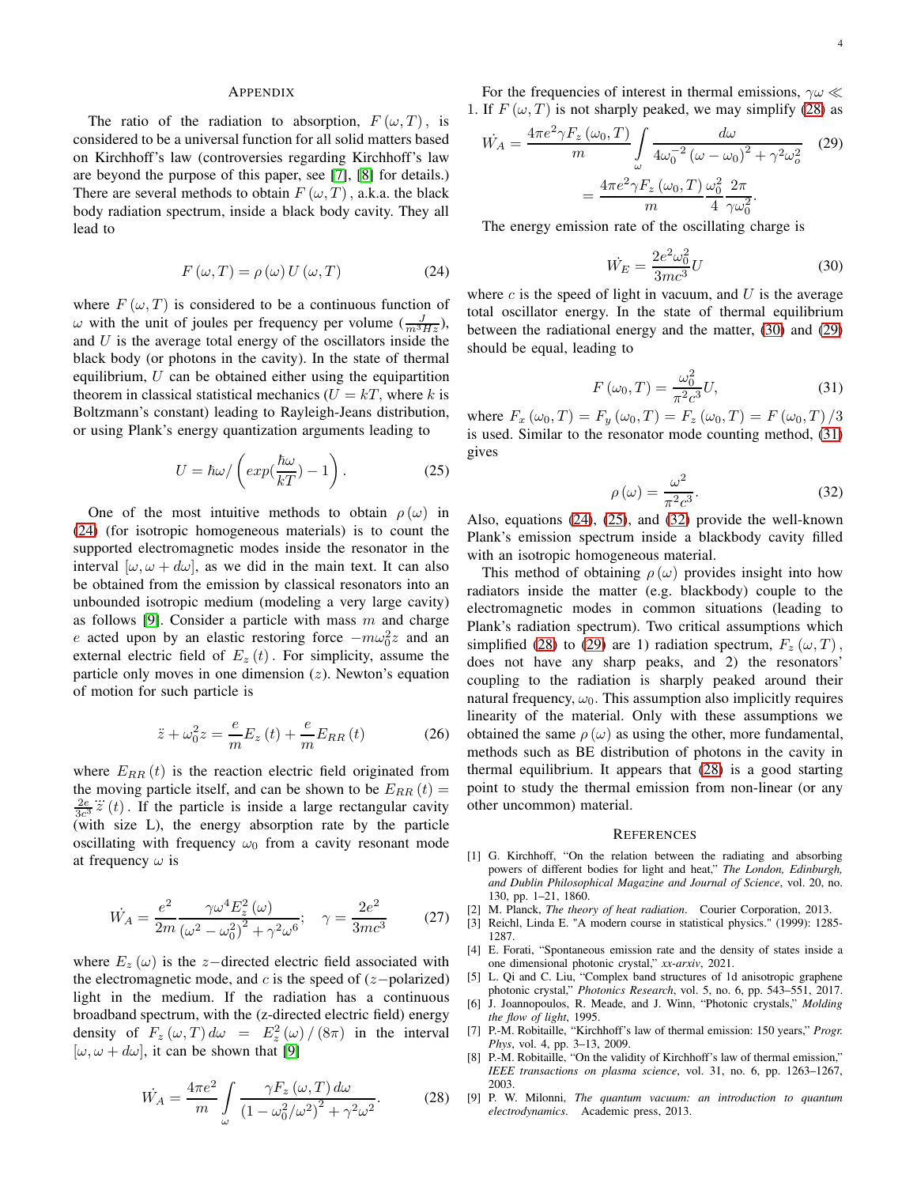## APPENDIX

The ratio of the radiation to absorption, $F(\omega, T)$, is considered to be a universal function for all solid matters based on Kirchhoff's law (controversies regarding Kirchhoff's law are beyond the purpose of this paper, see [7], [8] for details.) There are several methods to obtain $F(\omega, T)$, a.k.a. the black body radiation spectrum, inside a black body cavity. They all lead to

$$F(\omega, T) = \rho(\omega) U(\omega, T) \tag{24}$$

where $F(\omega, T)$ is considered to be a continuous function of $\omega$ with the unit of joules per frequency per volume ($\frac{J}{m^3 Hz}$), and $U$ is the average total energy of the oscillators inside the black body (or photons in the cavity). In the state of thermal equilibrium, $U$ can be obtained either using the equipartition theorem in classical statistical mechanics ($U = kT$, where $k$ is Boltzmann's constant) leading to Rayleigh-Jeans distribution, or using Plank's energy quantization arguments leading to

$$U = \hbar\omega / \left( exp(\frac{\hbar\omega}{kT}) - 1 \right). \tag{25}$$

One of the most intuitive methods to obtain $\rho(\omega)$ in (24) (for isotropic homogeneous materials) is to count the supported electromagnetic modes inside the resonator in the interval $[\omega, \omega + d\omega]$, as we did in the main text. It can also be obtained from the emission by classical resonators into an unbounded isotropic medium (modeling a very large cavity) as follows [9]. Consider a particle with mass $m$ and charge $e$ acted upon by an elastic restoring force $-m\omega_0^2 z$ and an external electric field of $E_z(t)$. For simplicity, assume the particle only moves in one dimension ($z$). Newton's equation of motion for such particle is

$$\ddot{z} + \omega_0^2 z = \frac{e}{m} E_z(t) + \frac{e}{m} E_{RR}(t) \tag{26}$$

where $E_{RR}(t)$ is the reaction electric field originated from the moving particle itself, and can be shown to be $E_{RR}(t) = \frac{2e}{3c^3}\dddot{z}(t)$. If the particle is inside a large rectangular cavity (with size L), the energy absorption rate by the particle oscillating with frequency $\omega_0$ from a cavity resonant mode at frequency $\omega$ is

$$\dot{W_A} = \frac{e^2}{2m} \frac{\gamma\omega^4 E_z^2(\omega)}{\left(\omega^2 - \omega_0^2\right)^2 + \gamma^2\omega^6}; \quad \gamma = \frac{2e^2}{3mc^3} \tag{27}$$

where $E_z(\omega)$ is the $z-$directed electric field associated with the electromagnetic mode, and $c$ is the speed of ($z-$polarized) light in the medium. If the radiation has a continuous broadband spectrum, with the (z-directed electric field) energy density of $F_z(\omega, T) d\omega = E_z^2(\omega)/(8\pi)$ in the interval $[\omega, \omega + d\omega]$, it can be shown that [9]

$$\dot{W_A} = \frac{4\pi e^2}{m} \int_\omega \frac{\gamma F_z(\omega, T) d\omega}{\left(1 - \omega_0^2/\omega^2\right)^2 + \gamma^2\omega^2}. \tag{28}$$

For the frequencies of interest in thermal emissions, $\gamma\omega \ll 1$. If $F(\omega, T)$ is not sharply peaked, we may simplify (28) as

$$\dot{W_A} = \frac{4\pi e^2 \gamma F_z(\omega_0, T)}{m} \int_\omega \frac{d\omega}{4\omega_0^{-2}(\omega - \omega_0)^2 + \gamma^2\omega_o^2} \tag{29}$$
$$= \frac{4\pi e^2 \gamma F_z(\omega_0, T)}{m} \frac{\omega_0^2}{4} \frac{2\pi}{\gamma\omega_0^2}.$$

The energy emission rate of the oscillating charge is

$$\dot{W_E} = \frac{2e^2\omega_0^2}{3mc^3} U \tag{30}$$

where $c$ is the speed of light in vacuum, and $U$ is the average total oscillator energy. In the state of thermal equilibrium between the radiational energy and the matter, (30) and (29) should be equal, leading to

$$F(\omega_0, T) = \frac{\omega_0^2}{\pi^2 c^3} U, \tag{31}$$

where $F_x(\omega_0, T) = F_y(\omega_0, T) = F_z(\omega_0, T) = F(\omega_0, T)/3$ is used. Similar to the resonator mode counting method, (31) gives

$$\rho(\omega) = \frac{\omega^2}{\pi^2 c^3}. \tag{32}$$

Also, equations (24), (25), and (32) provide the well-known Plank's emission spectrum inside a blackbody cavity filled with an isotropic homogeneous material.

This method of obtaining $\rho(\omega)$ provides insight into how radiators inside the matter (e.g. blackbody) couple to the electromagnetic modes in common situations (leading to Plank's radiation spectrum). Two critical assumptions which simplified (28) to (29) are 1) radiation spectrum, $F_z(\omega, T)$, does not have any sharp peaks, and 2) the resonators' coupling to the radiation is sharply peaked around their natural frequency, $\omega_0$. This assumption also implicitly requires linearity of the material. Only with these assumptions we obtained the same $\rho(\omega)$ as using the other, more fundamental, methods such as BE distribution of photons in the cavity in thermal equilibrium. It appears that (28) is a good starting point to study the thermal emission from non-linear (or any other uncommon) material.

## REFERENCES

[1] G. Kirchhoff, "On the relation between the radiating and absorbing powers of different bodies for light and heat," *The London, Edinburgh, and Dublin Philosophical Magazine and Journal of Science*, vol. 20, no. 130, pp. 1–21, 1860.

[2] M. Planck, *The theory of heat radiation*. Courier Corporation, 2013.

[3] Reichl, Linda E. "A modern course in statistical physics." (1999): 1285-1287.

[4] E. Forati, "Spontaneous emission rate and the density of states inside a one dimensional photonic crystal," *xx-arxiv*, 2021.

[5] L. Qi and C. Liu, "Complex band structures of 1d anisotropic graphene photonic crystal," *Photonics Research*, vol. 5, no. 6, pp. 543–551, 2017.

[6] J. Joannopoulos, R. Meade, and J. Winn, "Photonic crystals," *Molding the flow of light*, 1995.

[7] P.-M. Robitaille, "Kirchhoff's law of thermal emission: 150 years," *Progr. Phys*, vol. 4, pp. 3–13, 2009.

[8] P.-M. Robitaille, "On the validity of Kirchhoff's law of thermal emission," *IEEE transactions on plasma science*, vol. 31, no. 6, pp. 1263–1267, 2003.

[9] P. W. Milonni, *The quantum vacuum: an introduction to quantum electrodynamics*. Academic press, 2013.